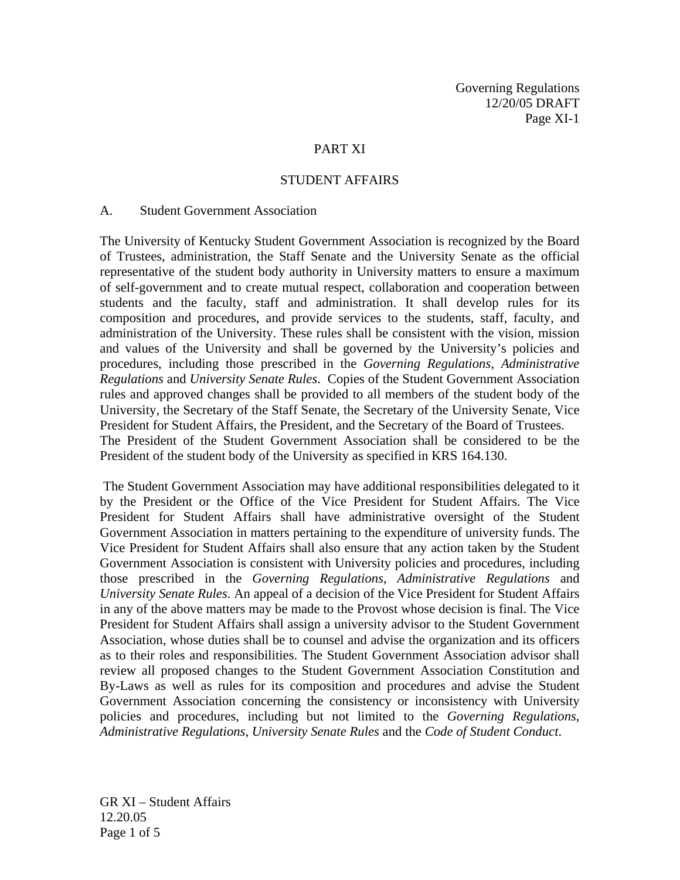# PART XI

## STUDENT AFFAIRS

### A. Student Government Association

The University of Kentucky Student Government Association is recognized by the Board of Trustees, administration, the Staff Senate and the University Senate as the official representative of the student body authority in University matters to ensure a maximum of self-government and to create mutual respect, collaboration and cooperation between students and the faculty, staff and administration. It shall develop rules for its composition and procedures, and provide services to the students, staff, faculty, and administration of the University. These rules shall be consistent with the vision, mission and values of the University and shall be governed by the University's policies and procedures, including those prescribed in the *Governing Regulations*, *Administrative Regulations* and *University Senate Rules*. Copies of the Student Government Association rules and approved changes shall be provided to all members of the student body of the University, the Secretary of the Staff Senate, the Secretary of the University Senate, Vice President for Student Affairs, the President, and the Secretary of the Board of Trustees. The President of the Student Government Association shall be considered to be the President of the student body of the University as specified in KRS 164.130.

The Student Government Association may have additional responsibilities delegated to it by the President or the Office of the Vice President for Student Affairs. The Vice President for Student Affairs shall have administrative oversight of the Student Government Association in matters pertaining to the expenditure of university funds. The Vice President for Student Affairs shall also ensure that any action taken by the Student Government Association is consistent with University policies and procedures, including those prescribed in the *Governing Regulations*, *Administrative Regulations* and *University Senate Rules*. An appeal of a decision of the Vice President for Student Affairs in any of the above matters may be made to the Provost whose decision is final. The Vice President for Student Affairs shall assign a university advisor to the Student Government Association, whose duties shall be to counsel and advise the organization and its officers as to their roles and responsibilities. The Student Government Association advisor shall review all proposed changes to the Student Government Association Constitution and By-Laws as well as rules for its composition and procedures and advise the Student Government Association concerning the consistency or inconsistency with University policies and procedures, including but not limited to the *Governing Regulations*, *Administrative Regulations*, *University Senate Rules* and the *Code of Student Conduct*.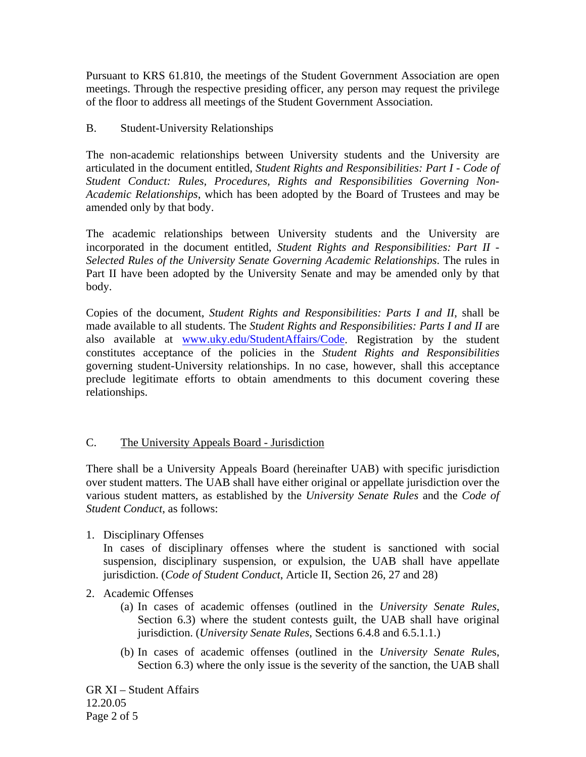Pursuant to KRS 61.810, the meetings of the Student Government Association are open meetings. Through the respective presiding officer, any person may request the privilege of the floor to address all meetings of the Student Government Association.

## B. Student-University Relationships

The non-academic relationships between University students and the University are articulated in the document entitled, *Student Rights and Responsibilities: Part I - Code of Student Conduct: Rules, Procedures, Rights and Responsibilities Governing Non-Academic Relationships*, which has been adopted by the Board of Trustees and may be amended only by that body.

The academic relationships between University students and the University are incorporated in the document entitled, *Student Rights and Responsibilities: Part II - Selected Rules of the University Senate Governing Academic Relationships*. The rules in Part II have been adopted by the University Senate and may be amended only by that body.

Copies of the document, *Student Rights and Responsibilities: Parts I and II*, shall be made available to all students. The *Student Rights and Responsibilities: Parts I and II* are also available at www.uky.edu/StudentAffairs/Code. Registration by the student constitutes acceptance of the policies in the *Student Rights and Responsibilities* governing student-University relationships. In no case, however, shall this acceptance preclude legitimate efforts to obtain amendments to this document covering these relationships.

## C. The University Appeals Board - Jurisdiction

There shall be a University Appeals Board (hereinafter UAB) with specific jurisdiction over student matters. The UAB shall have either original or appellate jurisdiction over the various student matters, as established by the *University Senate Rules* and the *Code of Student Conduct*, as follows:

1. Disciplinary Offenses
   In cases of disciplinary offenses where the student is sanctioned with social suspension, disciplinary suspension, or expulsion, the UAB shall have appellate jurisdiction. (*Code of Student Conduct*, Article II, Section 26, 27 and 28)
2. Academic Offenses
   - (a) In cases of academic offenses (outlined in the *University Senate Rules*, Section 6.3) where the student contests guilt, the UAB shall have original jurisdiction. (*University Senate Rules*, Sections 6.4.8 and 6.5.1.1.)
   - (b) In cases of academic offenses (outlined in the *University Senate Rules*, Section 6.3) where the only issue is the severity of the sanction, the UAB shall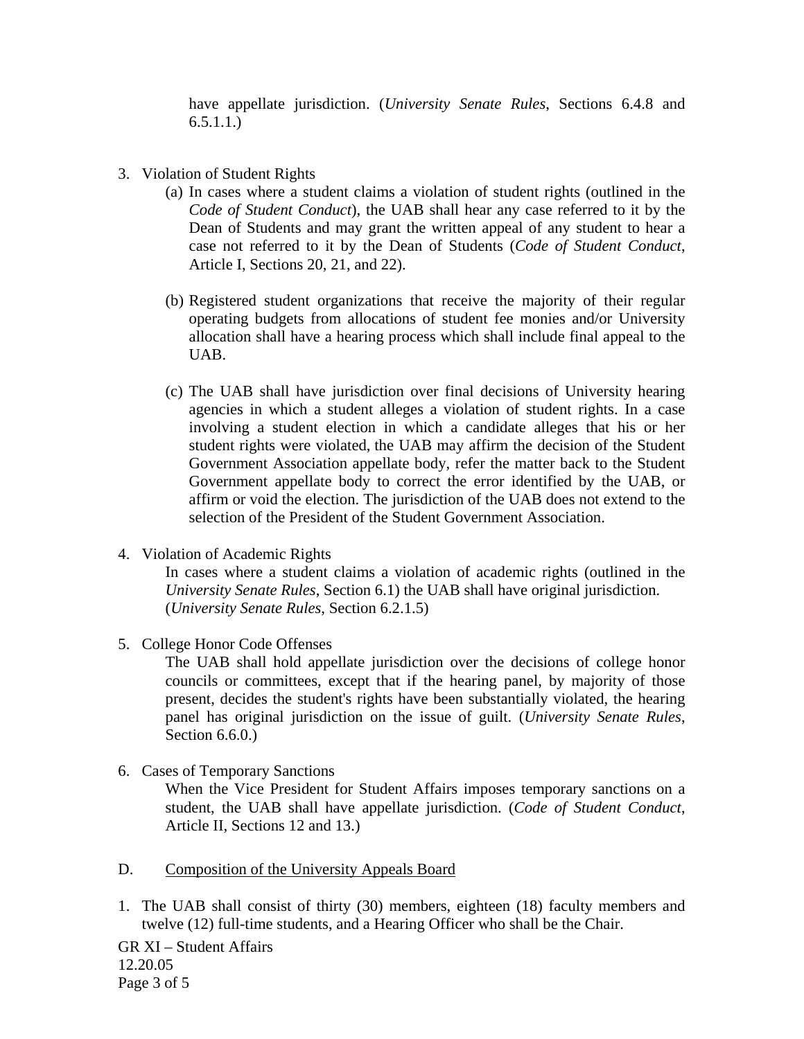have appellate jurisdiction. (*University Senate Rules*, Sections 6.4.8 and 6.5.1.1.)

3. Violation of Student Rights
   (a) In cases where a student claims a violation of student rights (outlined in the *Code of Student Conduct*), the UAB shall hear any case referred to it by the Dean of Students and may grant the written appeal of any student to hear a case not referred to it by the Dean of Students (*Code of Student Conduct*, Article I, Sections 20, 21, and 22).

   (b) Registered student organizations that receive the majority of their regular operating budgets from allocations of student fee monies and/or University allocation shall have a hearing process which shall include final appeal to the UAB.

   (c) The UAB shall have jurisdiction over final decisions of University hearing agencies in which a student alleges a violation of student rights. In a case involving a student election in which a candidate alleges that his or her student rights were violated, the UAB may affirm the decision of the Student Government Association appellate body, refer the matter back to the Student Government appellate body to correct the error identified by the UAB, or affirm or void the election. The jurisdiction of the UAB does not extend to the selection of the President of the Student Government Association.

4. Violation of Academic Rights
   In cases where a student claims a violation of academic rights (outlined in the *University Senate Rules*, Section 6.1) the UAB shall have original jurisdiction. (*University Senate Rules*, Section 6.2.1.5)

5. College Honor Code Offenses
   The UAB shall hold appellate jurisdiction over the decisions of college honor councils or committees, except that if the hearing panel, by majority of those present, decides the student's rights have been substantially violated, the hearing panel has original jurisdiction on the issue of guilt. (*University Senate Rules*, Section 6.6.0.)

6. Cases of Temporary Sanctions
   When the Vice President for Student Affairs imposes temporary sanctions on a student, the UAB shall have appellate jurisdiction. (*Code of Student Conduct*, Article II, Sections 12 and 13.)

D. <u>Composition of the University Appeals Board</u>

1. The UAB shall consist of thirty (30) members, eighteen (18) faculty members and twelve (12) full-time students, and a Hearing Officer who shall be the Chair.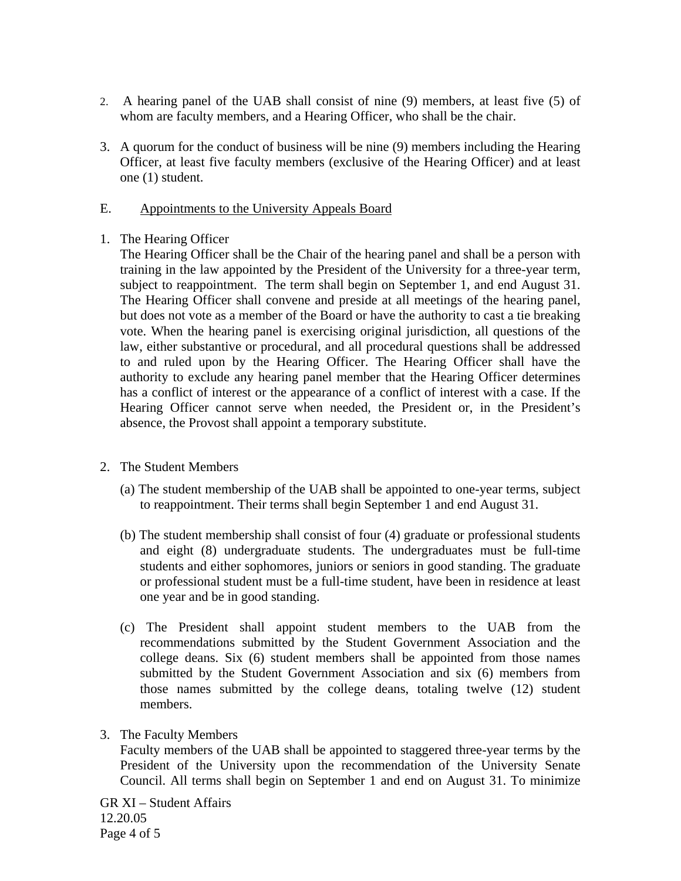2. A hearing panel of the UAB shall consist of nine (9) members, at least five (5) of whom are faculty members, and a Hearing Officer, who shall be the chair.

3. A quorum for the conduct of business will be nine (9) members including the Hearing Officer, at least five faculty members (exclusive of the Hearing Officer) and at least one (1) student.

E. Appointments to the University Appeals Board

1. The Hearing Officer
   The Hearing Officer shall be the Chair of the hearing panel and shall be a person with training in the law appointed by the President of the University for a three-year term, subject to reappointment. The term shall begin on September 1, and end August 31. The Hearing Officer shall convene and preside at all meetings of the hearing panel, but does not vote as a member of the Board or have the authority to cast a tie breaking vote. When the hearing panel is exercising original jurisdiction, all questions of the law, either substantive or procedural, and all procedural questions shall be addressed to and ruled upon by the Hearing Officer. The Hearing Officer shall have the authority to exclude any hearing panel member that the Hearing Officer determines has a conflict of interest or the appearance of a conflict of interest with a case. If the Hearing Officer cannot serve when needed, the President or, in the President's absence, the Provost shall appoint a temporary substitute.

2. The Student Members

   (a) The student membership of the UAB shall be appointed to one-year terms, subject to reappointment. Their terms shall begin September 1 and end August 31.

   (b) The student membership shall consist of four (4) graduate or professional students and eight (8) undergraduate students. The undergraduates must be full-time students and either sophomores, juniors or seniors in good standing. The graduate or professional student must be a full-time student, have been in residence at least one year and be in good standing.

   (c) The President shall appoint student members to the UAB from the recommendations submitted by the Student Government Association and the college deans. Six (6) student members shall be appointed from those names submitted by the Student Government Association and six (6) members from those names submitted by the college deans, totaling twelve (12) student members.

3. The Faculty Members
   Faculty members of the UAB shall be appointed to staggered three-year terms by the President of the University upon the recommendation of the University Senate Council. All terms shall begin on September 1 and end on August 31. To minimize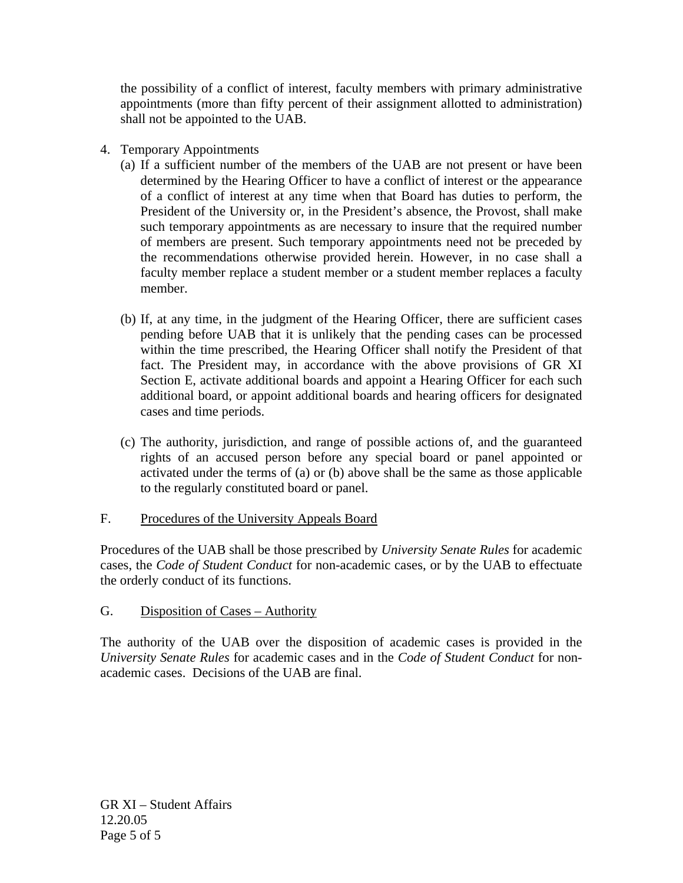the possibility of a conflict of interest, faculty members with primary administrative appointments (more than fifty percent of their assignment allotted to administration) shall not be appointed to the UAB.

4. Temporary Appointments
   (a) If a sufficient number of the members of the UAB are not present or have been determined by the Hearing Officer to have a conflict of interest or the appearance of a conflict of interest at any time when that Board has duties to perform, the President of the University or, in the President's absence, the Provost, shall make such temporary appointments as are necessary to insure that the required number of members are present. Such temporary appointments need not be preceded by the recommendations otherwise provided herein. However, in no case shall a faculty member replace a student member or a student member replaces a faculty member.

   (b) If, at any time, in the judgment of the Hearing Officer, there are sufficient cases pending before UAB that it is unlikely that the pending cases can be processed within the time prescribed, the Hearing Officer shall notify the President of that fact. The President may, in accordance with the above provisions of GR XI Section E, activate additional boards and appoint a Hearing Officer for each such additional board, or appoint additional boards and hearing officers for designated cases and time periods.

   (c) The authority, jurisdiction, and range of possible actions of, and the guaranteed rights of an accused person before any special board or panel appointed or activated under the terms of (a) or (b) above shall be the same as those applicable to the regularly constituted board or panel.

F. <u>Procedures of the University Appeals Board</u>

Procedures of the UAB shall be those prescribed by *University Senate Rules* for academic cases, the *Code of Student Conduct* for non-academic cases, or by the UAB to effectuate the orderly conduct of its functions.

G. <u>Disposition of Cases – Authority</u>

The authority of the UAB over the disposition of academic cases is provided in the *University Senate Rules* for academic cases and in the *Code of Student Conduct* for non-academic cases. Decisions of the UAB are final.